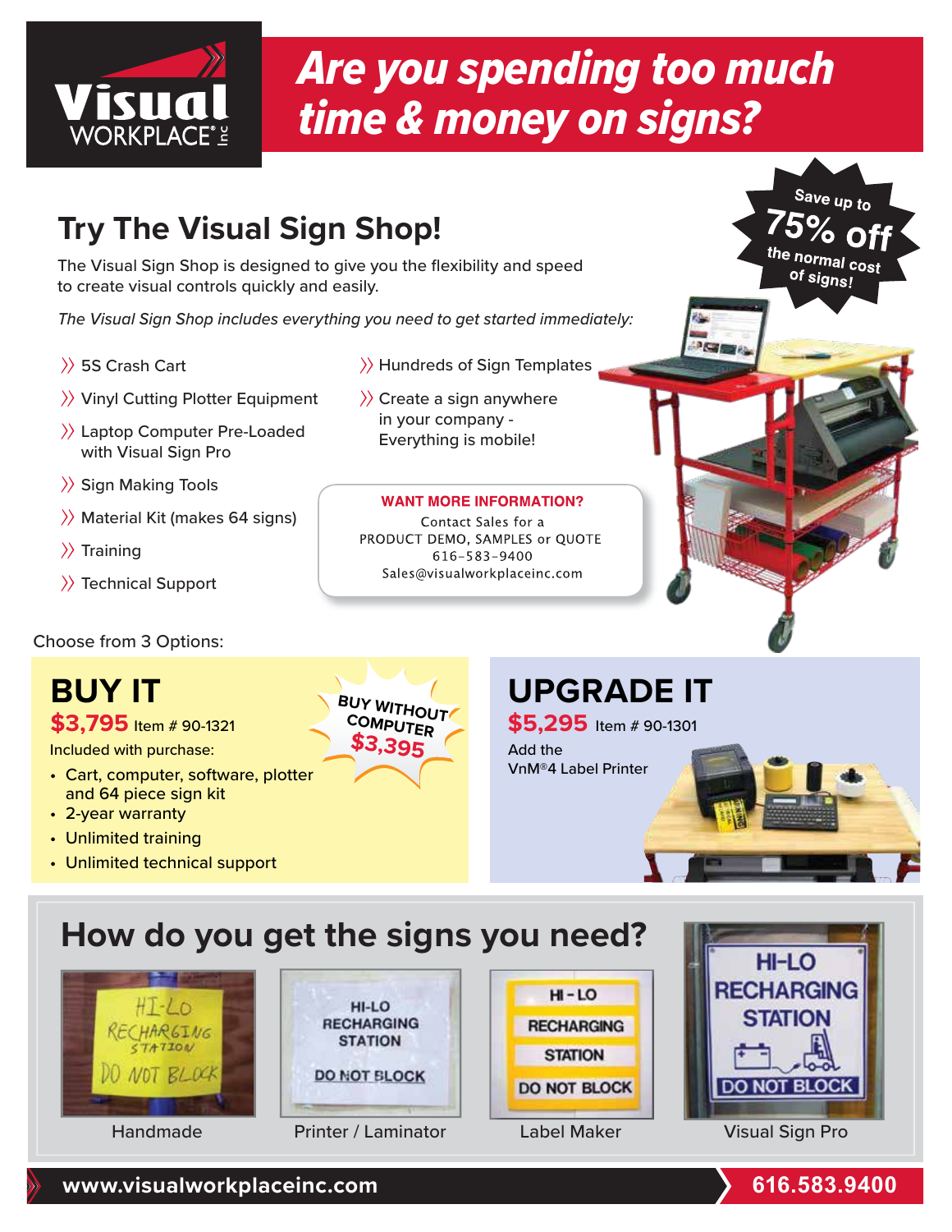# Are you spending too much time & money on signs?

## Try The Visual Sign Shop!

Save up to **75% off** the normal cost of signs!

The Visual Sign Shop is designed to give you the flexibility and speed to create visual controls quickly and easily.

*The Visual Sign Shop includes everything you need to get started immediately:*

- 5S Crash Cart
- Vinyl Cutting Plotter Equipment
- Laptop Computer Pre-Loaded with Visual Sign Pro
- Sign Making Tools
- Material Kit (makes 64 signs)
- Training
- Technical Support
- Hundreds of Sign Templates
- Create a sign anywhere in your company - Everything is mobile!

**WANT MORE INFORMATION?**
Contact Sales for a PRODUCT DEMO, SAMPLES or QUOTE
616-583-9400
Sales@visualworkplaceinc.com

Choose from 3 Options:

### BUY IT

**$3,795** Item # 90-1321

Included with purchase:

- Cart, computer, software, plotter and 64 piece sign kit
- 2-year warranty
- Unlimited training
- Unlimited technical support

**BUY WITHOUT COMPUTER $3,395**

### UPGRADE IT

**$5,295** Item # 90-1301

Add the VnM®4 Label Printer

## How do you get the signs you need?

Handmade

Printer / Laminator

Label Maker

Visual Sign Pro

**www.visualworkplaceinc.com** **616.583.9400**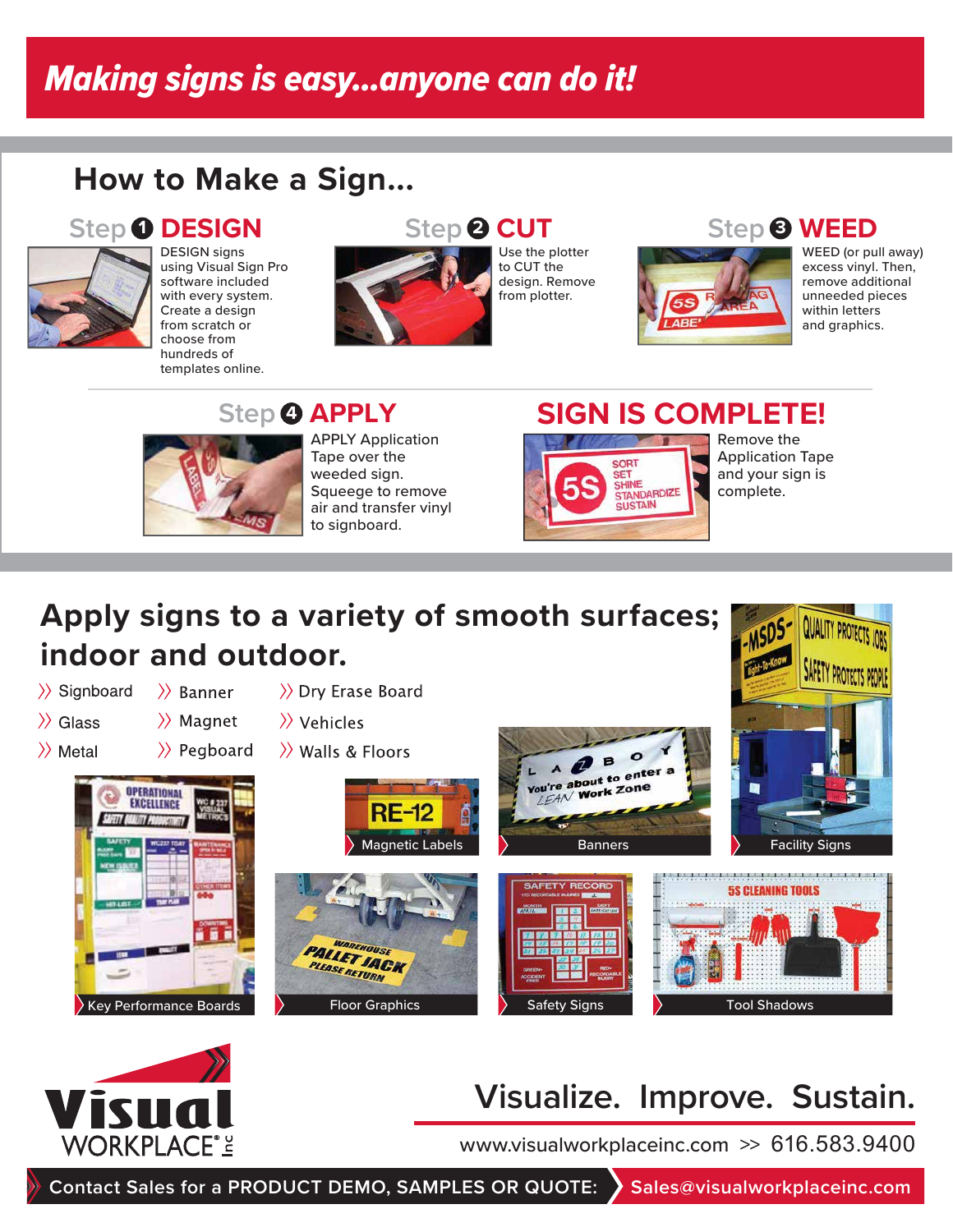# Making signs is easy...anyone can do it!

## How to Make a Sign...

### Step 1 DESIGN

DESIGN signs using Visual Sign Pro software included with every system. Create a design from scratch or choose from hundreds of templates online.

### Step 2 CUT

Use the plotter to CUT the design. Remove from plotter.

### Step 3 WEED

WEED (or pull away) excess vinyl. Then, remove additional unneeded pieces within letters and graphics.

### Step 4 APPLY

APPLY Application Tape over the weeded sign. Squeege to remove air and transfer vinyl to signboard.

### SIGN IS COMPLETE!

Remove the Application Tape and your sign is complete.

## Apply signs to a variety of smooth surfaces; indoor and outdoor.

- Signboard
- Glass
- Metal
- Banner
- Magnet
- Pegboard
- Dry Erase Board
- Vehicles
- Walls & Floors

Magnetic Labels

Banners

Facility Signs

Key Performance Boards

Floor Graphics

Safety Signs

Tool Shadows

Visual WORKPLACE® Inc

**Visualize. Improve. Sustain.**

www.visualworkplaceinc.com >> 616.583.9400

Contact Sales for a PRODUCT DEMO, SAMPLES OR QUOTE: Sales@visualworkplaceinc.com